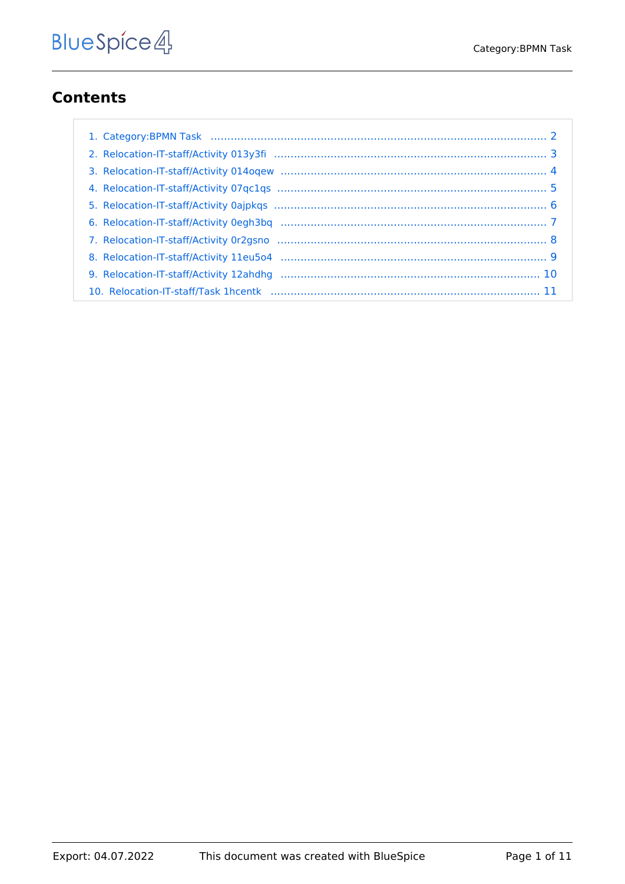# Contents

1. Category:BPMN Task ..................................................................................................... 2
2. Relocation-IT-staff/Activity 013y3fi .................................................................................. 3
3. Relocation-IT-staff/Activity 014oqew ................................................................................ 4
4. Relocation-IT-staff/Activity 07qc1qs ................................................................................. 5
5. Relocation-IT-staff/Activity 0ajpkqs ................................................................................. 6
6. Relocation-IT-staff/Activity 0egh3bq ................................................................................ 7
7. Relocation-IT-staff/Activity 0r2gsno ................................................................................. 8
8. Relocation-IT-staff/Activity 11eu5o4 ................................................................................ 9
9. Relocation-IT-staff/Activity 12ahdhg ............................................................................. 10
10. Relocation-IT-staff/Task 1hcentk ................................................................................. 11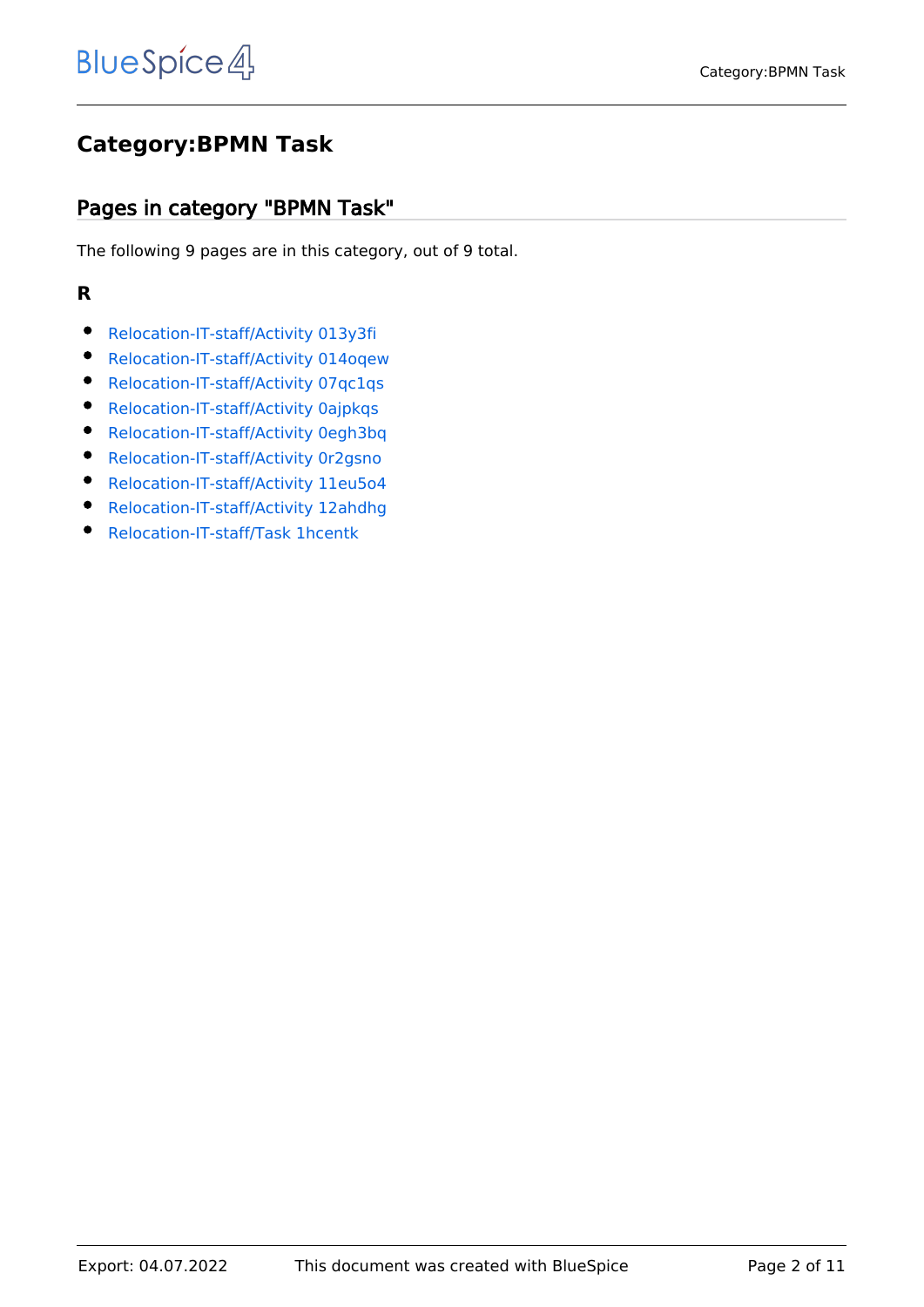# Category:BPMN Task

## Pages in category "BPMN Task"

The following 9 pages are in this category, out of 9 total.

### R

- Relocation-IT-staff/Activity 013y3fi
- Relocation-IT-staff/Activity 014oqew
- Relocation-IT-staff/Activity 07qc1qs
- Relocation-IT-staff/Activity 0ajpkqs
- Relocation-IT-staff/Activity 0egh3bq
- Relocation-IT-staff/Activity 0r2gsno
- Relocation-IT-staff/Activity 11eu5o4
- Relocation-IT-staff/Activity 12ahdhg
- Relocation-IT-staff/Task 1hcentk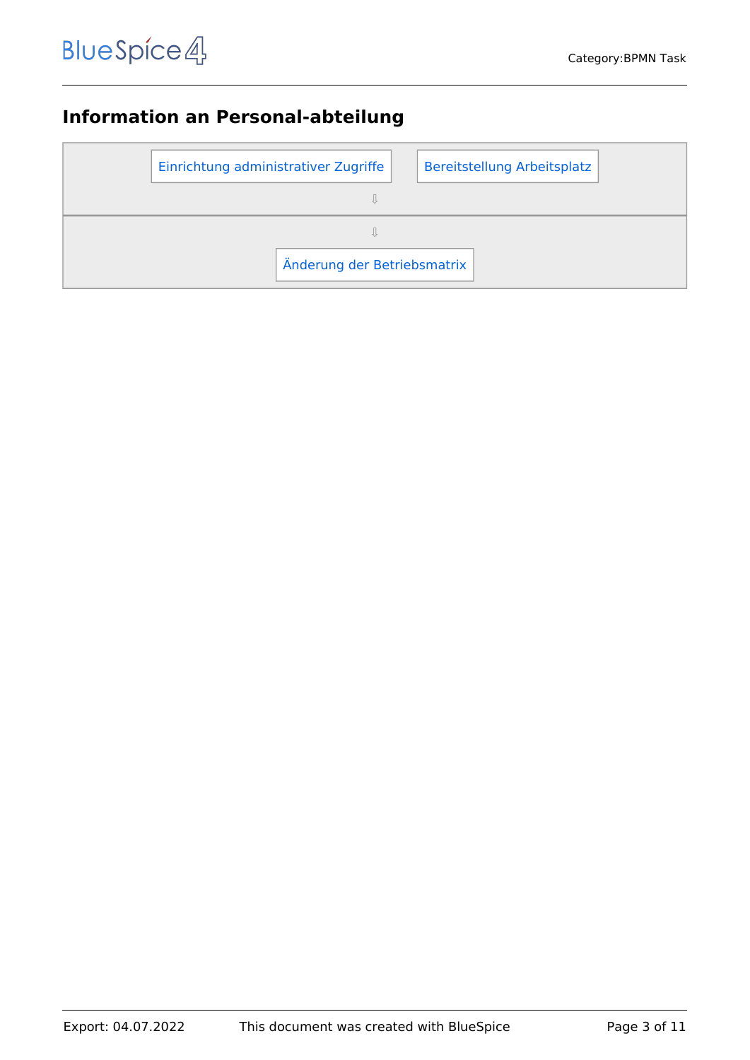## Information an Personal-abteilung

| Einrichtung administrativer Zugriffe | Bereitstellung Arbeitsplatz |
|---|---|

⇩

⇩

Änderung der Betriebsmatrix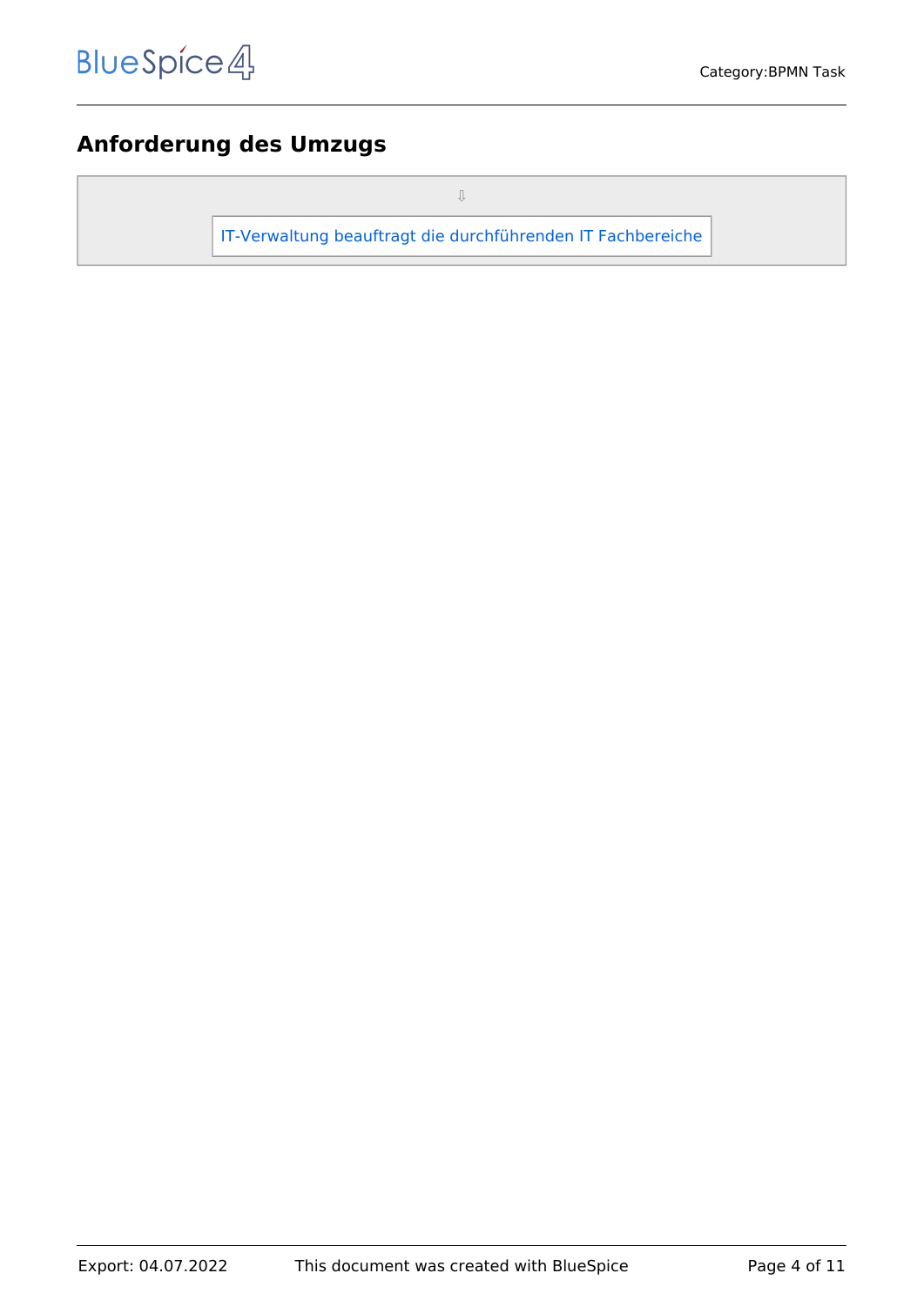## Anforderung des Umzugs

⇩

IT-Verwaltung beauftragt die durchführenden IT Fachbereiche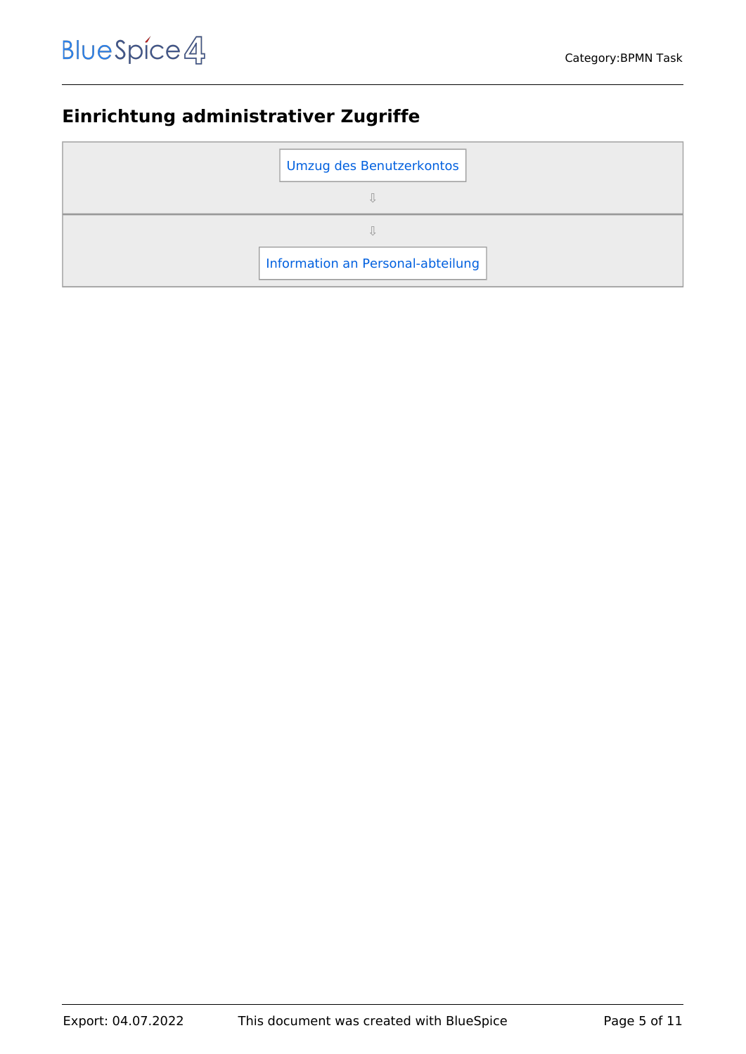## Einrichtung administrativer Zugriffe

| Umzug des Benutzerkontos |
|---|
| ⇩ |
| ⇩ |
| Information an Personal-abteilung |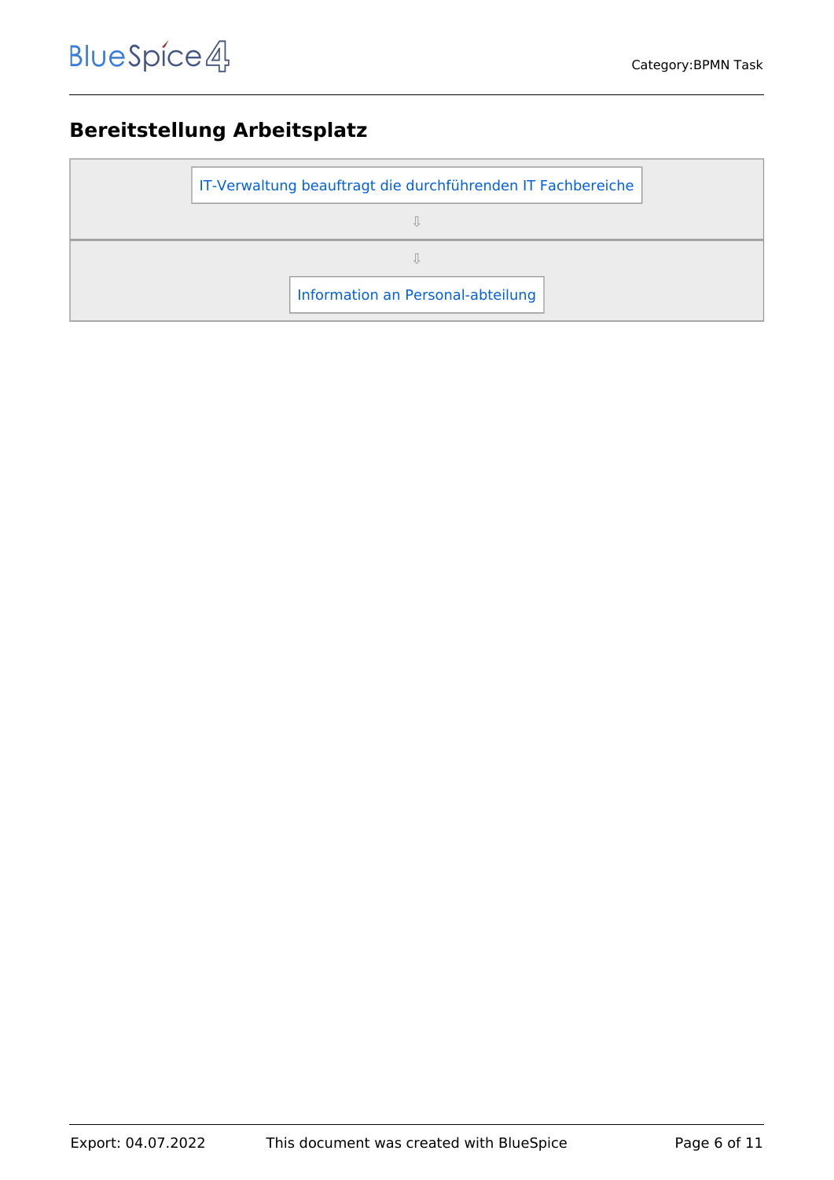## Bereitstellung Arbeitsplatz

| IT-Verwaltung beauftragt die durchführenden IT Fachbereiche |
|---|
| ⇩ |
| ⇩ |
| Information an Personal-abteilung |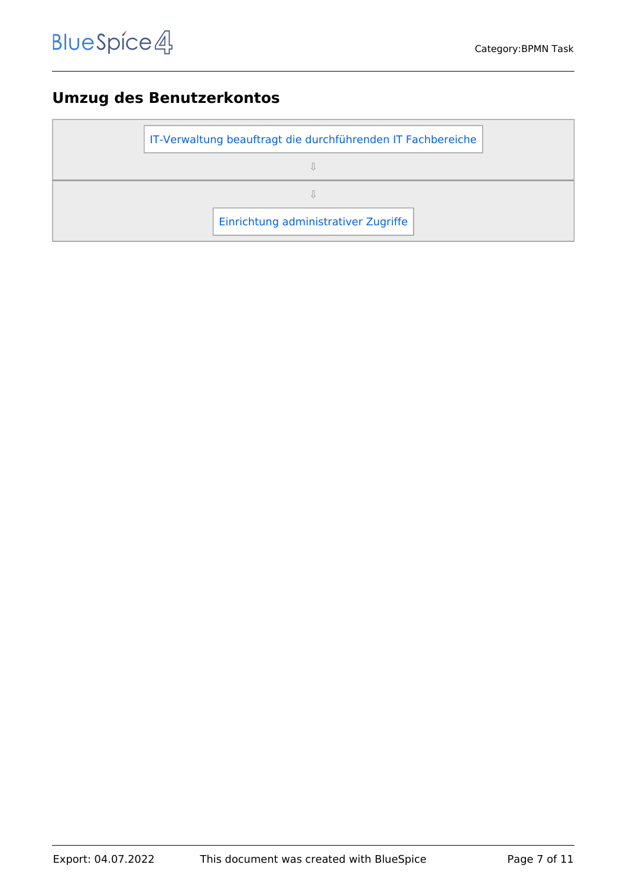## Umzug des Benutzerkontos

| IT-Verwaltung beauftragt die durchführenden IT Fachbereiche |
| --- |
| ⇩ |
| ⇩ |
| Einrichtung administrativer Zugriffe |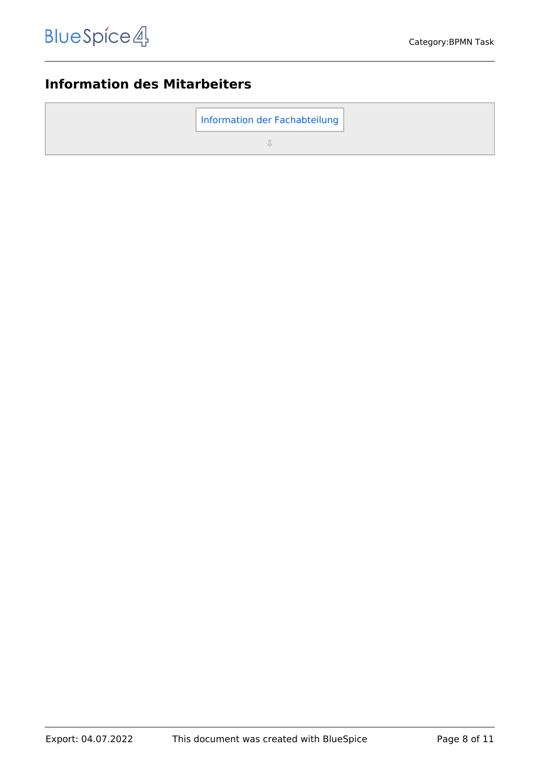## Information des Mitarbeiters

| Information der Fachabteilung |
| --- |
| ⇩ |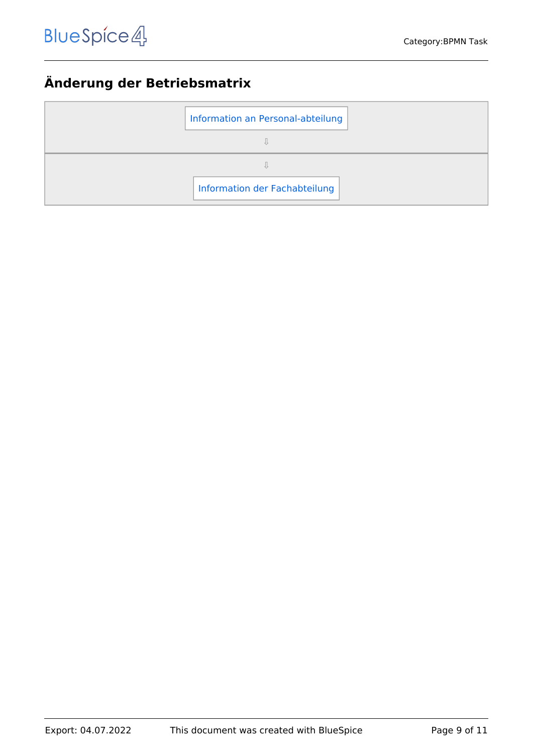## Änderung der Betriebsmatrix

| Information an Personal-abteilung |
| --- |
| ⇩ |
| ⇩ |
| Information der Fachabteilung |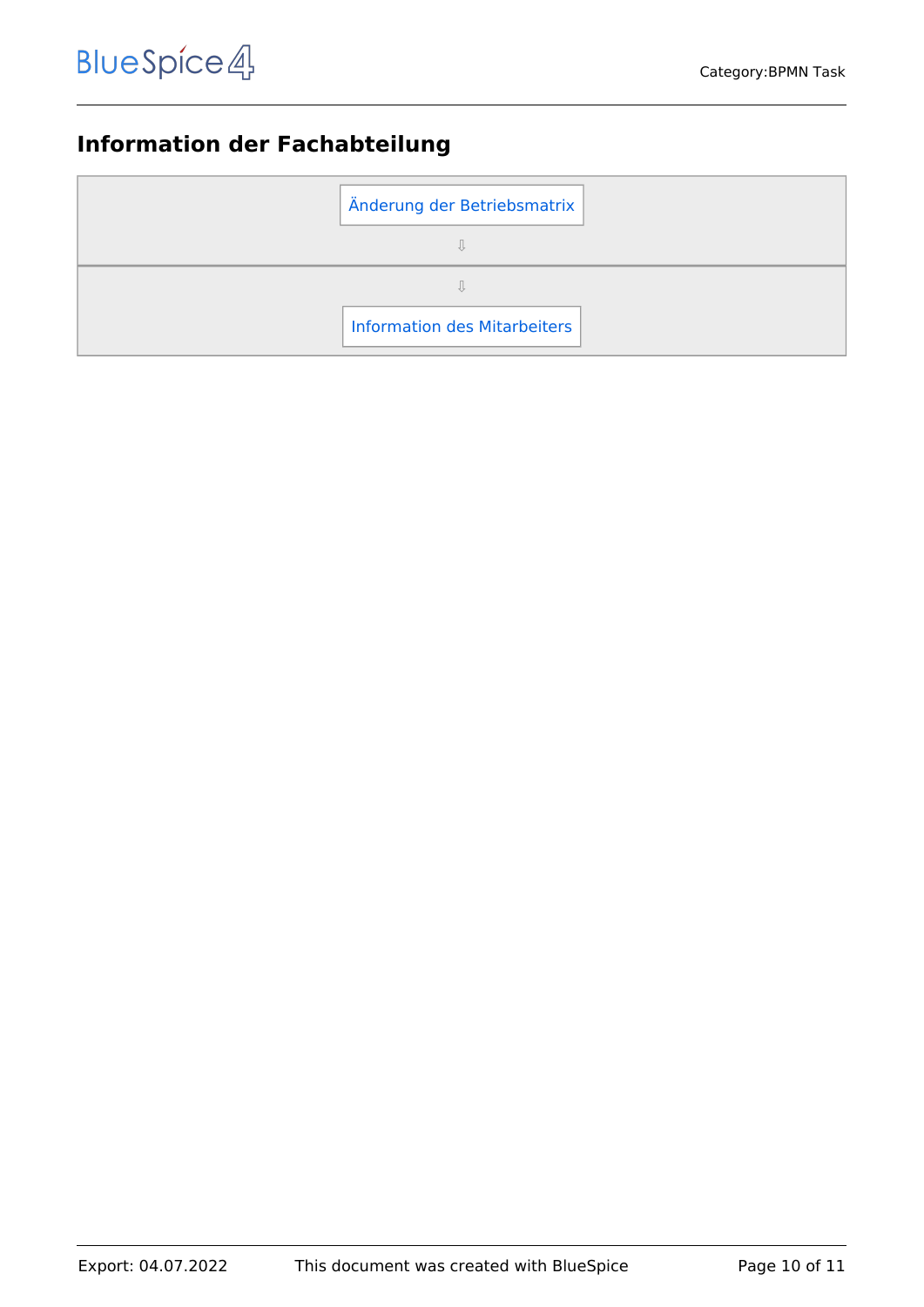## Information der Fachabteilung

| Änderung der Betriebsmatrix |
| --- |
| ⇩ |
| ⇩ |
| Information des Mitarbeiters |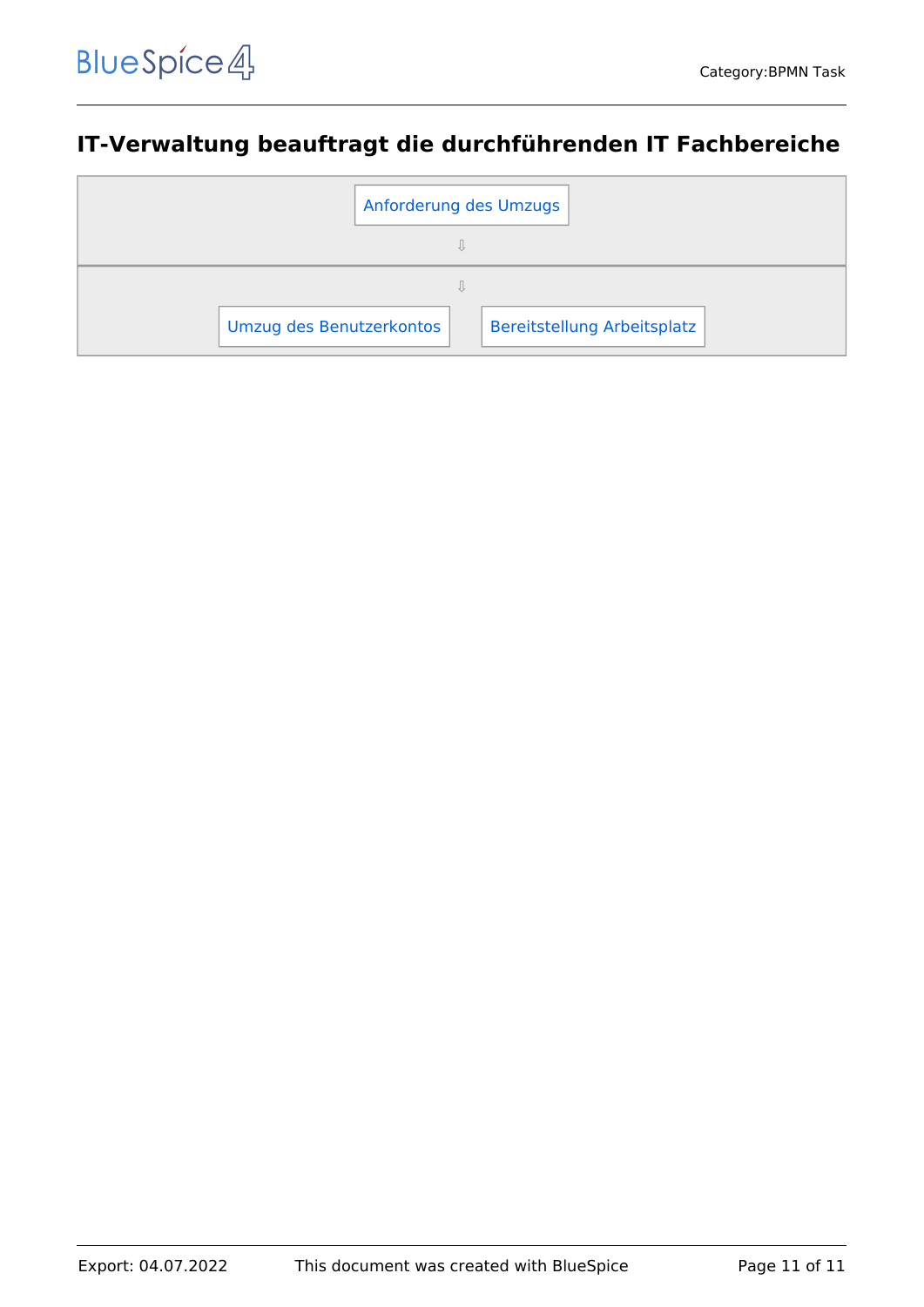## IT-Verwaltung beauftragt die durchführenden IT Fachbereiche

Anforderung des Umzugs

⇩

⇩

Umzug des Benutzerkontos

Bereitstellung Arbeitsplatz